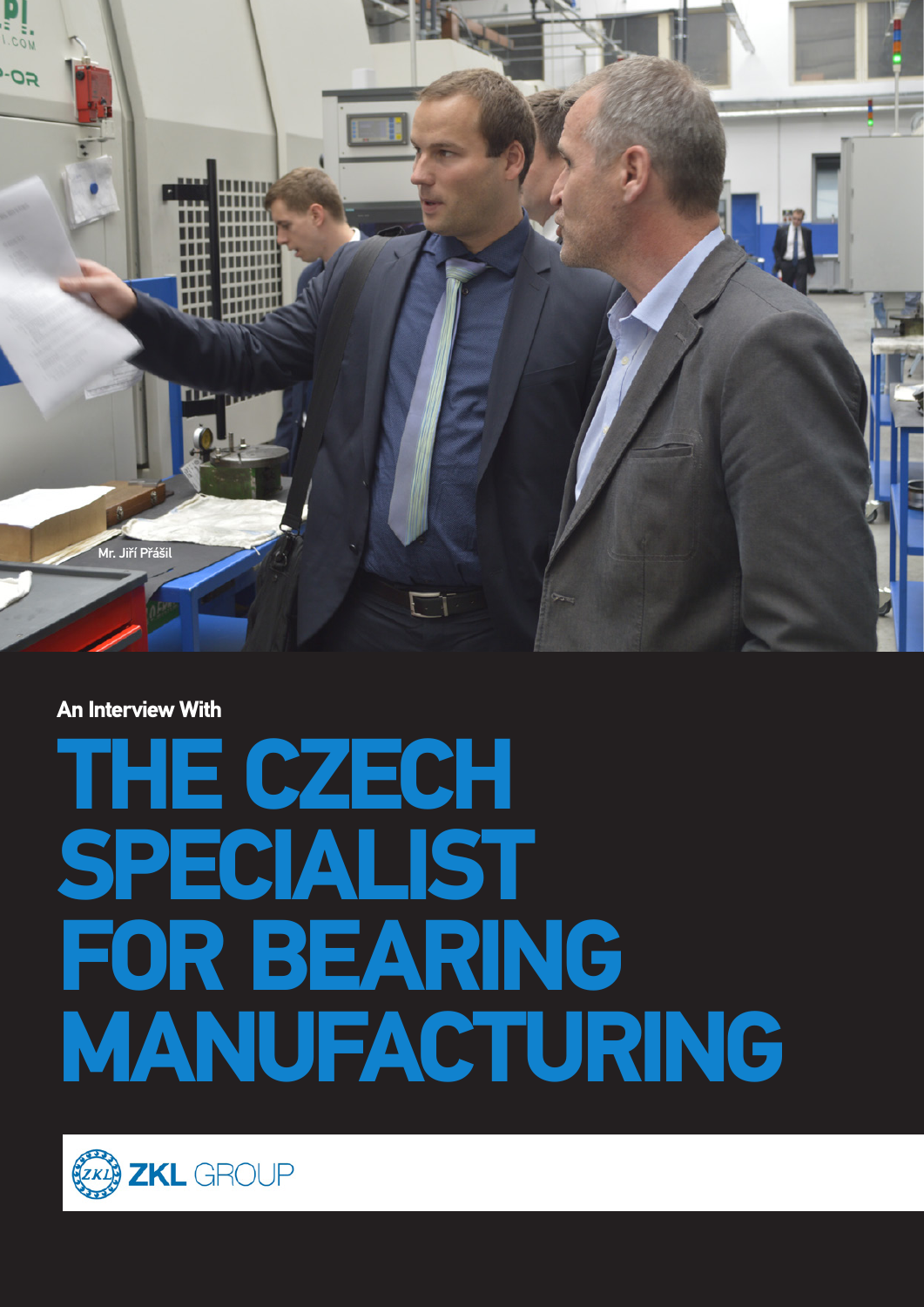Mr. Jiří Přášil

An Interview With

# THE CZECH SPECIALIST FOR BEARING MANUFACTURING

ZKL GROUP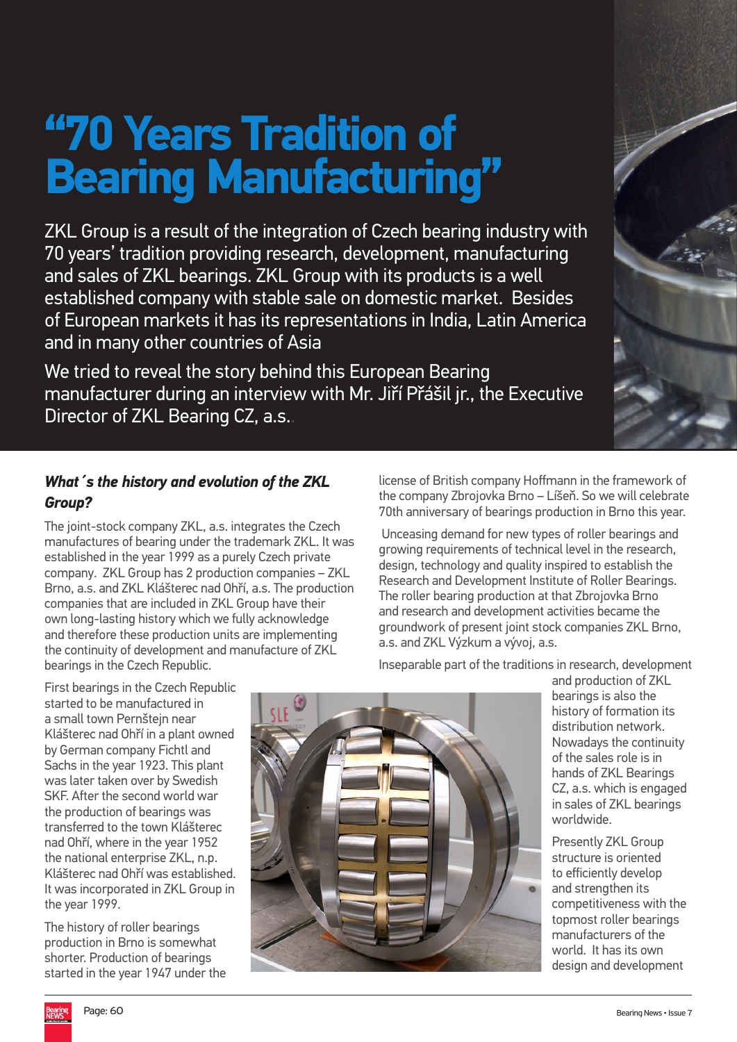# "70 Years Tradition of Bearing Manufacturing"

ZKL Group is a result of the integration of Czech bearing industry with 70 years' tradition providing research, development, manufacturing and sales of ZKL bearings. ZKL Group with its products is a well established company with stable sale on domestic market. Besides of European markets it has its representations in India, Latin America and in many other countries of Asia

We tried to reveal the story behind this European Bearing manufacturer during an interview with Mr. Jiří Přášil jr., the Executive Director of ZKL Bearing CZ, a.s.

***What´s the history and evolution of the ZKL Group?***

The joint-stock company ZKL, a.s. integrates the Czech manufactures of bearing under the trademark ZKL. It was established in the year 1999 as a purely Czech private company. ZKL Group has 2 production companies – ZKL Brno, a.s. and ZKL Klášterec nad Ohří, a.s. The production companies that are included in ZKL Group have their own long-lasting history which we fully acknowledge and therefore these production units are implementing the continuity of development and manufacture of ZKL bearings in the Czech Republic.

First bearings in the Czech Republic started to be manufactured in a small town Pernštejn near Klášterec nad Ohří in a plant owned by German company Fichtl and Sachs in the year 1923. This plant was later taken over by Swedish SKF. After the second world war the production of bearings was transferred to the town Klášterec nad Ohří, where in the year 1952 the national enterprise ZKL, n.p. Klášterec nad Ohří was established. It was incorporated in ZKL Group in the year 1999.

The history of roller bearings production in Brno is somewhat shorter. Production of bearings started in the year 1947 under the license of British company Hoffmann in the framework of the company Zbrojovka Brno – Líšeň. So we will celebrate 70th anniversary of bearings production in Brno this year.

Unceasing demand for new types of roller bearings and growing requirements of technical level in the research, design, technology and quality inspired to establish the Research and Development Institute of Roller Bearings. The roller bearing production at that Zbrojovka Brno and research and development activities became the groundwork of present joint stock companies ZKL Brno, a.s. and ZKL Výzkum a vývoj, a.s.

Inseparable part of the traditions in research, development and production of ZKL bearings is also the history of formation its distribution network. Nowadays the continuity of the sales role is in hands of ZKL Bearings CZ, a.s. which is engaged in sales of ZKL bearings worldwide.

Presently ZKL Group structure is oriented to efficiently develop and strengthen its competitiveness with the topmost roller bearings manufacturers of the world. It has its own design and development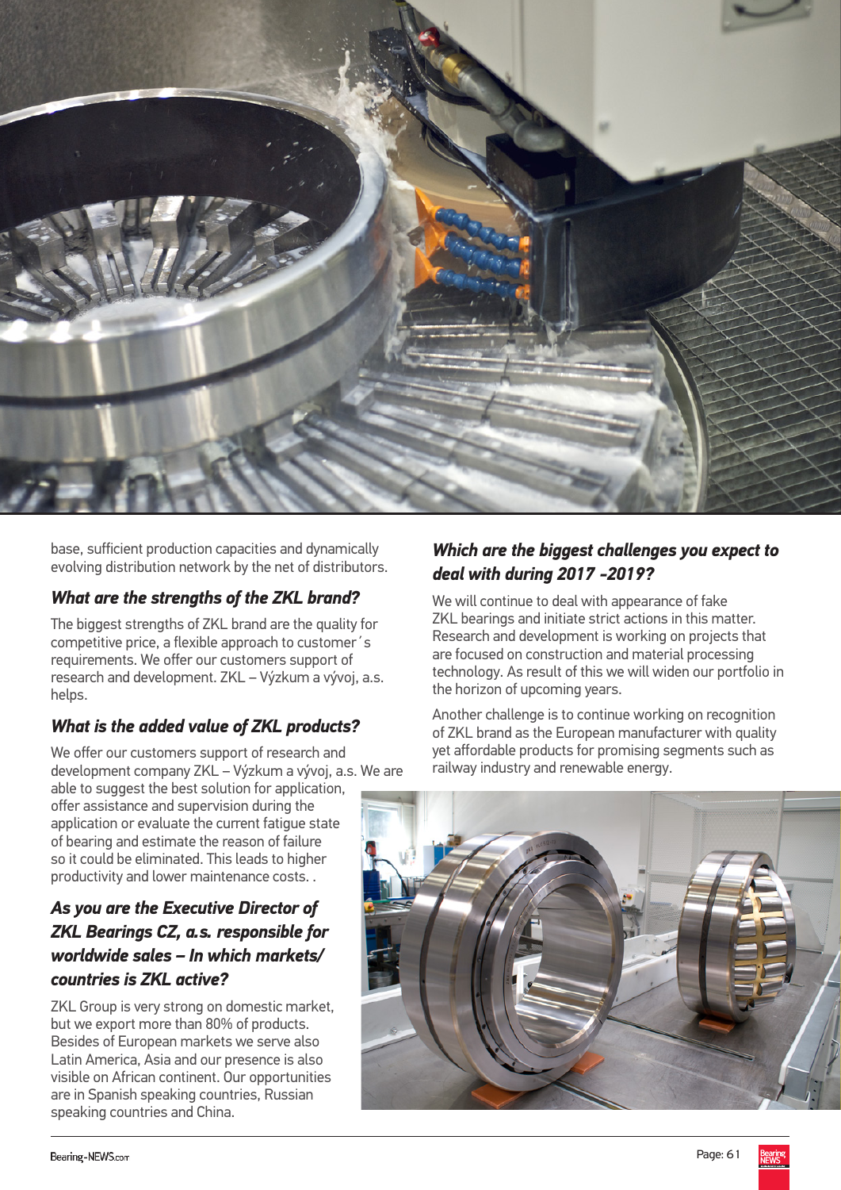base, sufficient production capacities and dynamically evolving distribution network by the net of distributors.

### *What are the strengths of the ZKL brand?*

The biggest strengths of ZKL brand are the quality for competitive price, a flexible approach to customer´s requirements. We offer our customers support of research and development. ZKL – Výzkum a vývoj, a.s. helps.

### *What is the added value of ZKL products?*

We offer our customers support of research and development company ZKL – Výzkum a vývoj, a.s. We are able to suggest the best solution for application, offer assistance and supervision during the application or evaluate the current fatigue state of bearing and estimate the reason of failure so it could be eliminated. This leads to higher productivity and lower maintenance costs. .

### *As you are the Executive Director of ZKL Bearings CZ, a.s. responsible for worldwide sales – In which markets/countries is ZKL active?*

ZKL Group is very strong on domestic market, but we export more than 80% of products. Besides of European markets we serve also Latin America, Asia and our presence is also visible on African continent. Our opportunities are in Spanish speaking countries, Russian speaking countries and China.

### *Which are the biggest challenges you expect to deal with during 2017 -2019?*

We will continue to deal with appearance of fake ZKL bearings and initiate strict actions in this matter. Research and development is working on projects that are focused on construction and material processing technology. As result of this we will widen our portfolio in the horizon of upcoming years.

Another challenge is to continue working on recognition of ZKL brand as the European manufacturer with quality yet affordable products for promising segments such as railway industry and renewable energy.